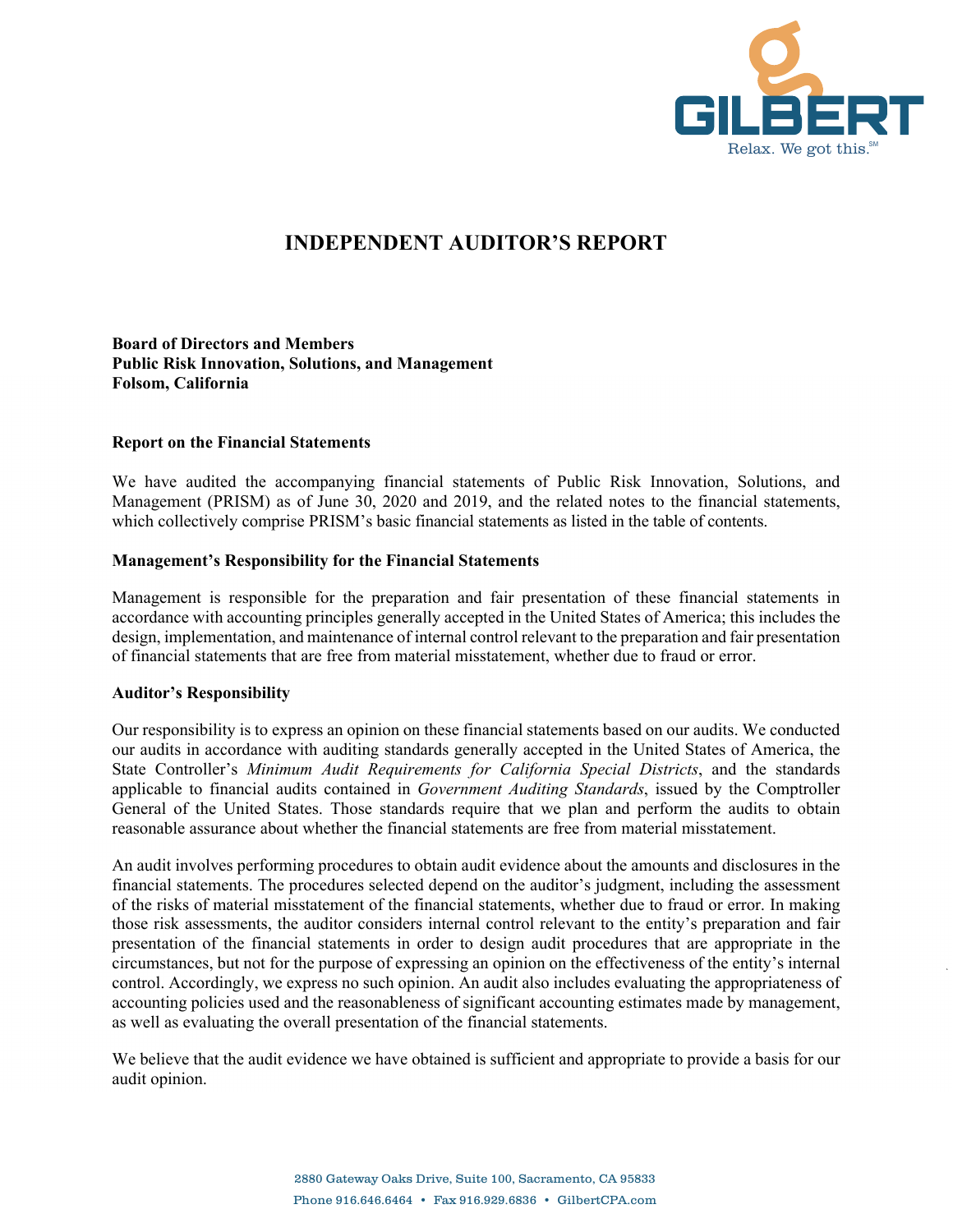# INDEPENDENT AUDITOR'S REPORT

**Board of Directors and Members**
**Public Risk Innovation, Solutions, and Management**
**Folsom, California**

**Report on the Financial Statements**

We have audited the accompanying financial statements of Public Risk Innovation, Solutions, and Management (PRISM) as of June 30, 2020 and 2019, and the related notes to the financial statements, which collectively comprise PRISM's basic financial statements as listed in the table of contents.

**Management's Responsibility for the Financial Statements**

Management is responsible for the preparation and fair presentation of these financial statements in accordance with accounting principles generally accepted in the United States of America; this includes the design, implementation, and maintenance of internal control relevant to the preparation and fair presentation of financial statements that are free from material misstatement, whether due to fraud or error.

**Auditor's Responsibility**

Our responsibility is to express an opinion on these financial statements based on our audits. We conducted our audits in accordance with auditing standards generally accepted in the United States of America, the State Controller's *Minimum Audit Requirements for California Special Districts*, and the standards applicable to financial audits contained in *Government Auditing Standards*, issued by the Comptroller General of the United States. Those standards require that we plan and perform the audits to obtain reasonable assurance about whether the financial statements are free from material misstatement.

An audit involves performing procedures to obtain audit evidence about the amounts and disclosures in the financial statements. The procedures selected depend on the auditor's judgment, including the assessment of the risks of material misstatement of the financial statements, whether due to fraud or error. In making those risk assessments, the auditor considers internal control relevant to the entity's preparation and fair presentation of the financial statements in order to design audit procedures that are appropriate in the circumstances, but not for the purpose of expressing an opinion on the effectiveness of the entity's internal control. Accordingly, we express no such opinion. An audit also includes evaluating the appropriateness of accounting policies used and the reasonableness of significant accounting estimates made by management, as well as evaluating the overall presentation of the financial statements.

We believe that the audit evidence we have obtained is sufficient and appropriate to provide a basis for our audit opinion.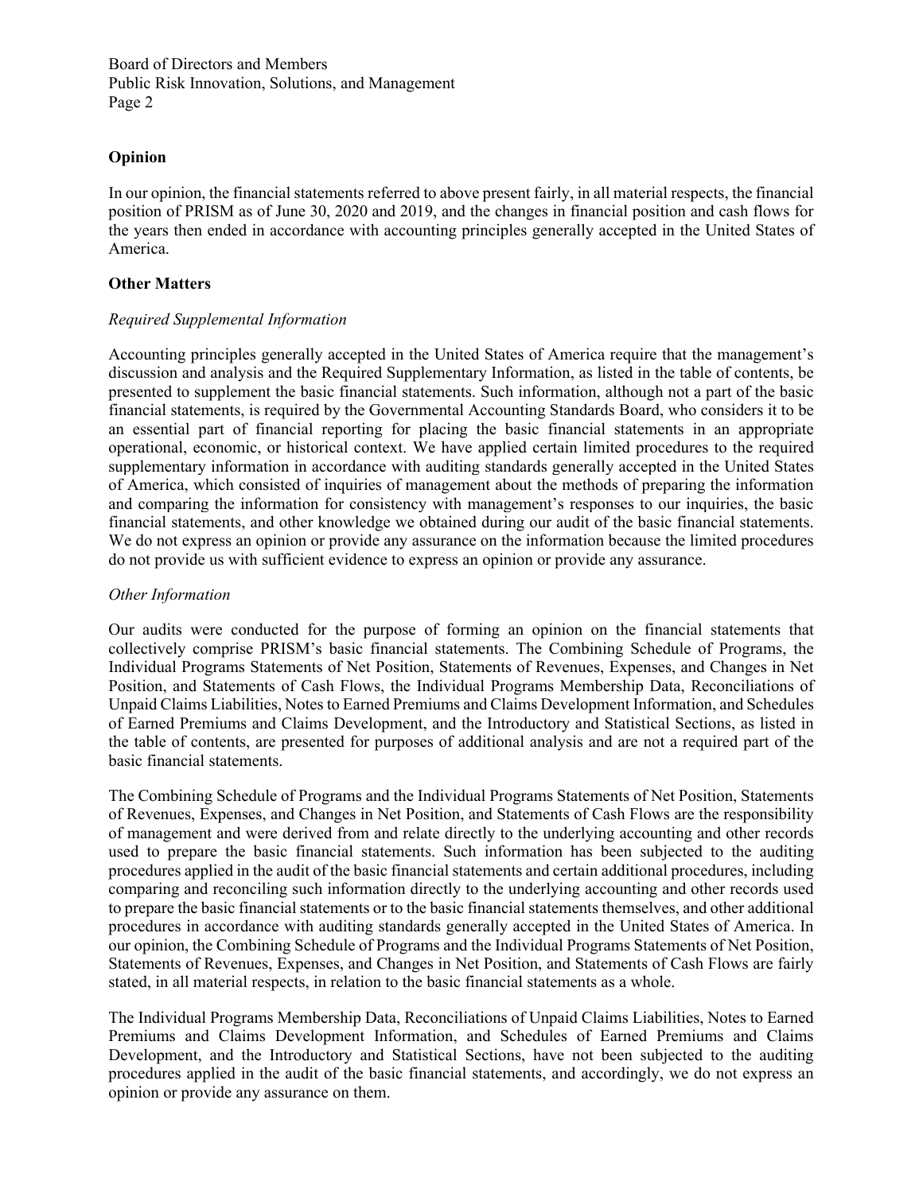## Opinion

In our opinion, the financial statements referred to above present fairly, in all material respects, the financial position of PRISM as of June 30, 2020 and 2019, and the changes in financial position and cash flows for the years then ended in accordance with accounting principles generally accepted in the United States of America.

## Other Matters

### *Required Supplemental Information*

Accounting principles generally accepted in the United States of America require that the management's discussion and analysis and the Required Supplementary Information, as listed in the table of contents, be presented to supplement the basic financial statements. Such information, although not a part of the basic financial statements, is required by the Governmental Accounting Standards Board, who considers it to be an essential part of financial reporting for placing the basic financial statements in an appropriate operational, economic, or historical context. We have applied certain limited procedures to the required supplementary information in accordance with auditing standards generally accepted in the United States of America, which consisted of inquiries of management about the methods of preparing the information and comparing the information for consistency with management's responses to our inquiries, the basic financial statements, and other knowledge we obtained during our audit of the basic financial statements. We do not express an opinion or provide any assurance on the information because the limited procedures do not provide us with sufficient evidence to express an opinion or provide any assurance.

### *Other Information*

Our audits were conducted for the purpose of forming an opinion on the financial statements that collectively comprise PRISM's basic financial statements. The Combining Schedule of Programs, the Individual Programs Statements of Net Position, Statements of Revenues, Expenses, and Changes in Net Position, and Statements of Cash Flows, the Individual Programs Membership Data, Reconciliations of Unpaid Claims Liabilities, Notes to Earned Premiums and Claims Development Information, and Schedules of Earned Premiums and Claims Development, and the Introductory and Statistical Sections, as listed in the table of contents, are presented for purposes of additional analysis and are not a required part of the basic financial statements.

The Combining Schedule of Programs and the Individual Programs Statements of Net Position, Statements of Revenues, Expenses, and Changes in Net Position, and Statements of Cash Flows are the responsibility of management and were derived from and relate directly to the underlying accounting and other records used to prepare the basic financial statements. Such information has been subjected to the auditing procedures applied in the audit of the basic financial statements and certain additional procedures, including comparing and reconciling such information directly to the underlying accounting and other records used to prepare the basic financial statements or to the basic financial statements themselves, and other additional procedures in accordance with auditing standards generally accepted in the United States of America. In our opinion, the Combining Schedule of Programs and the Individual Programs Statements of Net Position, Statements of Revenues, Expenses, and Changes in Net Position, and Statements of Cash Flows are fairly stated, in all material respects, in relation to the basic financial statements as a whole.

The Individual Programs Membership Data, Reconciliations of Unpaid Claims Liabilities, Notes to Earned Premiums and Claims Development Information, and Schedules of Earned Premiums and Claims Development, and the Introductory and Statistical Sections, have not been subjected to the auditing procedures applied in the audit of the basic financial statements, and accordingly, we do not express an opinion or provide any assurance on them.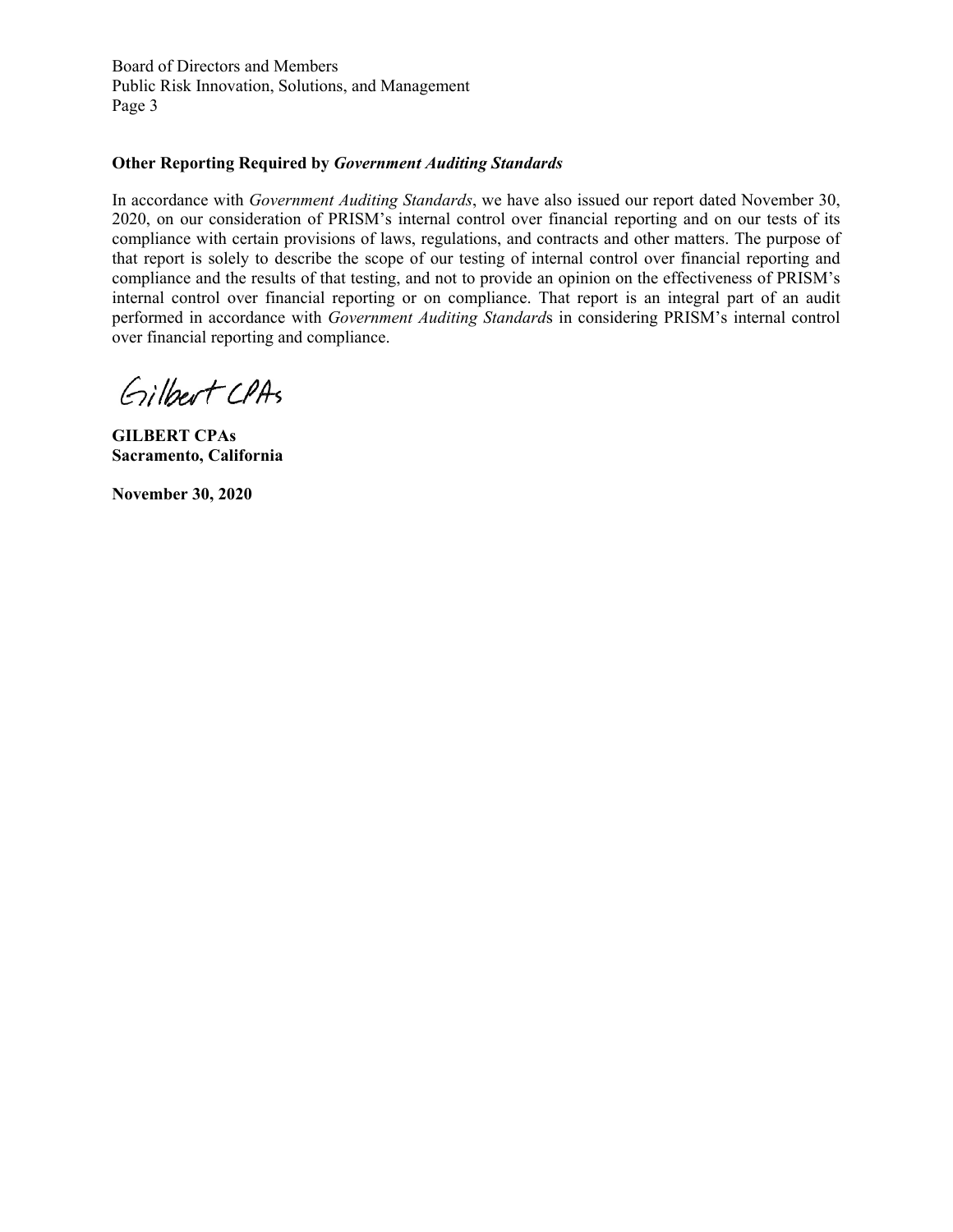**Other Reporting Required by *Government Auditing Standards***

In accordance with *Government Auditing Standards*, we have also issued our report dated November 30, 2020, on our consideration of PRISM's internal control over financial reporting and on our tests of its compliance with certain provisions of laws, regulations, and contracts and other matters. The purpose of that report is solely to describe the scope of our testing of internal control over financial reporting and compliance and the results of that testing, and not to provide an opinion on the effectiveness of PRISM's internal control over financial reporting or on compliance. That report is an integral part of an audit performed in accordance with *Government Auditing Standards* in considering PRISM's internal control over financial reporting and compliance.

Gilbert CPAs

**GILBERT CPAs**
**Sacramento, California**

**November 30, 2020**